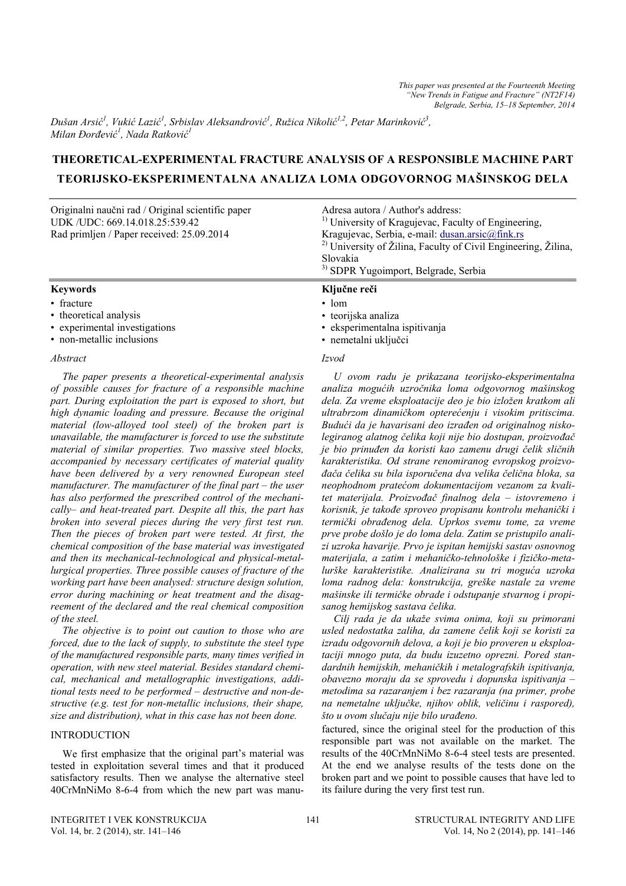*This paper was presented at the Fourteenth Meeting "New Trends in Fatigue and Fracture" (NT2F14) Belgrade, Serbia, 15–18 September, 2014*

*Dušan Arsić[1], Vukić Lazić[1], Srbislav Aleksandrović[1], Ružica Nikolić[1,2], Petar Marinković[3], Milan Đorđević[1], Nada Ratković[1]*

# THEORETICAL-EXPERIMENTAL FRACTURE ANALYSIS OF A RESPONSIBLE MACHINE PART

# TEORIJSKO-EKSPERIMENTALNA ANALIZA LOMA ODGOVORNOG MAŠINSKOG DELA

Originalni naučni rad / Original scientific paper
UDK /UDC: 669.14.018.25:539.42
Rad primljen / Paper received: 25.09.2014

Adresa autora / Author's address:
[1] University of Kragujevac, Faculty of Engineering, Kragujevac, Serbia, e-mail: dusan.arsic@fink.rs
[2] University of Žilina, Faculty of Civil Engineering, Žilina, Slovakia
[3] SDPR Yugoimport, Belgrade, Serbia

**Keywords**

- fracture
- theoretical analysis
- experimental investigations
- non-metallic inclusions

**Ključne reči**

- lom
- teorijska analiza
- eksperimentalna ispitivanja
- nemetalni uključci

*Abstract*

*The paper presents a theoretical-experimental analysis of possible causes for fracture of a responsible machine part. During exploitation the part is exposed to short, but high dynamic loading and pressure. Because the original material (low-alloyed tool steel) of the broken part is unavailable, the manufacturer is forced to use the substitute material of similar properties. Two massive steel blocks, accompanied by necessary certificates of material quality have been delivered by a very renowned European steel manufacturer. The manufacturer of the final part – the user has also performed the prescribed control of the mechanically– and heat-treated part. Despite all this, the part has broken into several pieces during the very first test run. Then the pieces of broken part were tested. At first, the chemical composition of the base material was investigated and then its mechanical-technological and physical-metallurgical properties. Three possible causes of fracture of the working part have been analysed: structure design solution, error during machining or heat treatment and the disagreement of the declared and the real chemical composition of the steel.*

*The objective is to point out caution to those who are forced, due to the lack of supply, to substitute the steel type of the manufactured responsible parts, many times verified in operation, with new steel material. Besides standard chemical, mechanical and metallographic investigations, additional tests need to be performed – destructive and non-destructive (e.g. test for non-metallic inclusions, their shape, size and distribution), what in this case has not been done.*

*Izvod*

*U ovom radu je prikazana teorijsko-eksperimentalna analiza mogućih uzročnika loma odgovornog mašinskog dela. Za vreme eksploatacije deo je bio izložen kratkom ali ultrabrzom dinamičkom opterećenju i visokim pritiscima. Budući da je havarisani deo izrađen od originalnog niskolegiranog alatnog čelika koji nije bio dostupan, proizvođač je bio prinuđen da koristi kao zamenu drugi čelik sličnih karakteristika. Od strane renomiranog evropskog proizvođača čelika su bila isporučena dva velika čelična bloka, sa neophodnom pratećom dokumentacijom vezanom za kvalitet materijala. Proizvođač finalnog dela – istovremeno i korisnik, je takođe sproveo propisanu kontrolu mehanički i termički obrađenog dela. Uprkos svemu tome, za vreme prve probe došlo je do loma dela. Zatim se pristupilo analizi uzroka havarije. Prvo je ispitan hemijski sastav osnovnog materijala, a zatim i mehaničko-tehnološke i fizičko-metalurške karakteristike. Analizirana su tri moguća uzroka loma radnog dela: konstrukcija, greške nastale za vreme mašinske ili termičke obrade i odstupanje stvarnog i propisanog hemijskog sastava čelika.*

*Cilj rada je da ukaže svima onima, koji su primorani usled nedostatka zaliha, da zamene čelik koji se koristi za izradu odgovornih delova, a koji je bio proveren u eksploataciji mnogo puta, da budu izuzetno oprezni. Pored standardnih hemijskih, mehaničkih i metalografskih ispitivanja, obavezno moraju da se sprovedu i dopunska ispitivanja – metodima sa razaranjem i bez razaranja (na primer, probe na nemetalne uključke, njihov oblik, veličinu i raspored), što u ovom slučaju nije bilo urađeno.*

## INTRODUCTION

We first emphasize that the original part's material was tested in exploitation several times and that it produced satisfactory results. Then we analyse the alternative steel 40CrMnNiMo 8-6-4 from which the new part was manufactured, since the original steel for the production of this responsible part was not available on the market. The results of the 40CrMnNiMo 8-6-4 steel tests are presented. At the end we analyse results of the tests done on the broken part and we point to possible causes that have led to its failure during the very first test run.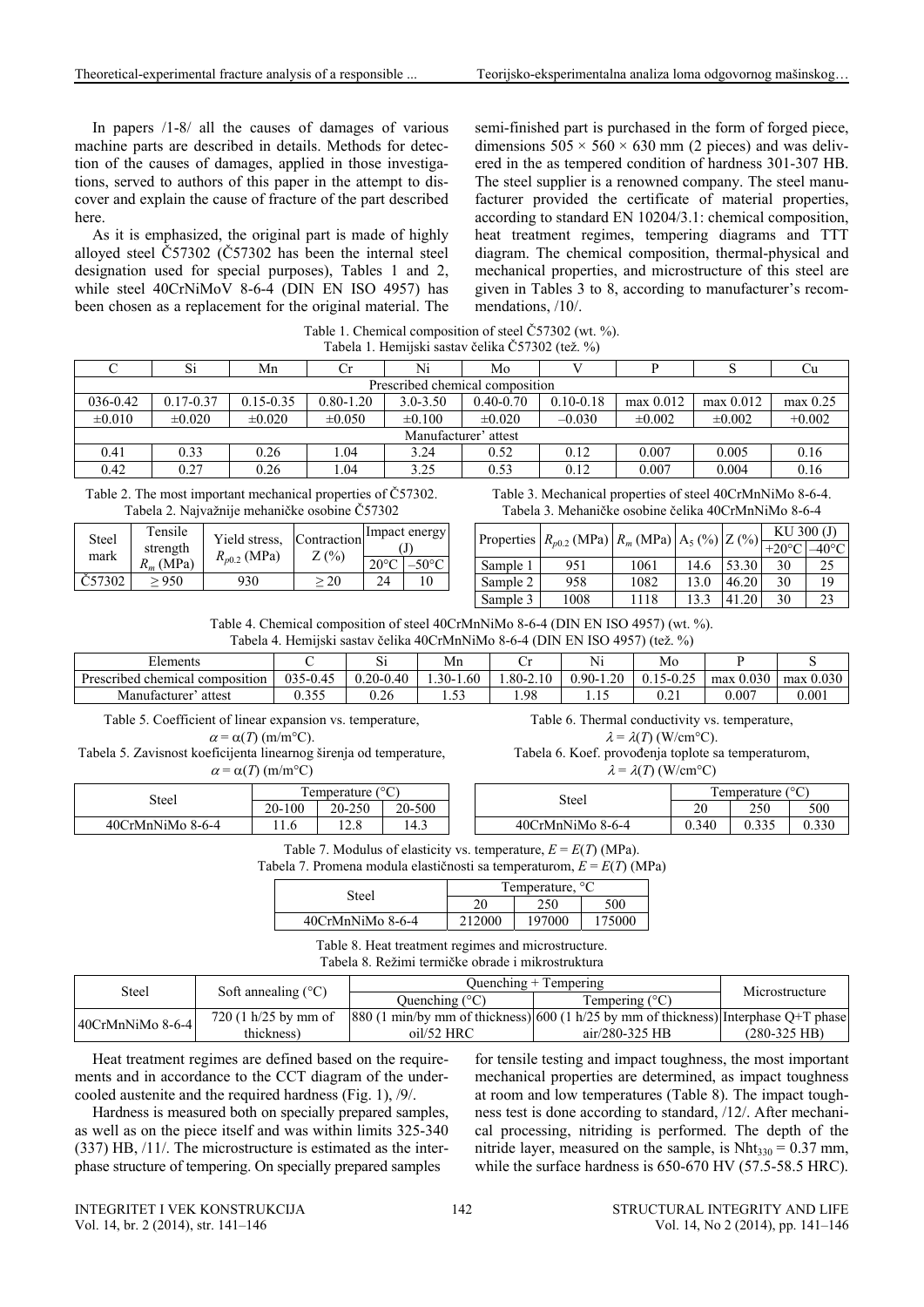In papers /1-8/ all the causes of damages of various machine parts are described in details. Methods for detection of the causes of damages, applied in those investigations, served to authors of this paper in the attempt to discover and explain the cause of fracture of the part described here.

As it is emphasized, the original part is made of highly alloyed steel Č57302 (Č57302 has been the internal steel designation used for special purposes), Tables 1 and 2, while steel 40CrNiMoV 8-6-4 (DIN EN ISO 4957) has been chosen as a replacement for the original material. The semi-finished part is purchased in the form of forged piece, dimensions 505 × 560 × 630 mm (2 pieces) and was delivered in the as tempered condition of hardness 301-307 HB. The steel supplier is a renowned company. The steel manufacturer provided the certificate of material properties, according to standard EN 10204/3.1: chemical composition, heat treatment regimes, tempering diagrams and TTT diagram. The chemical composition, thermal-physical and mechanical properties, and microstructure of this steel are given in Tables 3 to 8, according to manufacturer's recommendations, /10/.

Table 1. Chemical composition of steel Č57302 (wt. %).
Tabela 1. Hemijski sastav čelika Č57302 (tež. %)

| C | Si | Mn | Cr | Ni | Mo | V | P | S | Cu |
|---|---|---|---|---|---|---|---|---|---|
| Prescribed chemical composition | | | | | | | | | |
| 036-0.42 | 0.17-0.37 | 0.15-0.35 | 0.80-1.20 | 3.0-3.50 | 0.40-0.70 | 0.10-0.18 | max 0.012 | max 0.012 | max 0.25 |
| ±0.010 | ±0.020 | ±0.020 | ±0.050 | ±0.100 | ±0.020 | –0.030 | ±0.002 | ±0.002 | +0.002 |
| Manufacturer' attest | | | | | | | | | |
| 0.41 | 0.33 | 0.26 | 1.04 | 3.24 | 0.52 | 0.12 | 0.007 | 0.005 | 0.16 |
| 0.42 | 0.27 | 0.26 | 1.04 | 3.25 | 0.53 | 0.12 | 0.007 | 0.004 | 0.16 |

Table 2. The most important mechanical properties of Č57302.
Tabela 2. Najvažnije mehaničke osobine Č57302

| Steel mark | Tensile strength $R_m$ (MPa) | Yield stress, $R_{p0.2}$ (MPa) | Contraction Z (%) | Impact energy (J) | |
|---|---|---|---|---|---|
| | | | | 20°C | –50°C |
| Č57302 | ≥ 950 | 930 | ≥ 20 | 24 | 10 |

Table 3. Mechanical properties of steel 40CrMnNiMo 8-6-4.
Tabela 3. Mehaničke osobine čelika 40CrMnNiMo 8-6-4

| Properties | $R_{p0.2}$ (MPa) | $R_m$ (MPa) | $A_5$ (%) | Z (%) | KU 300 (J) | |
|---|---|---|---|---|---|---|
| | | | | | +20°C | –40°C |
| Sample 1 | 951 | 1061 | 14.6 | 53.30 | 30 | 25 |
| Sample 2 | 958 | 1082 | 13.0 | 46.20 | 30 | 19 |
| Sample 3 | 1008 | 1118 | 13.3 | 41.20 | 30 | 23 |

Table 4. Chemical composition of steel 40CrMnNiMo 8-6-4 (DIN EN ISO 4957) (wt. %).
Tabela 4. Hemijski sastav čelika 40CrMnNiMo 8-6-4 (DIN EN ISO 4957) (tež. %)

| Elements | C | Si | Mn | Cr | Ni | Mo | P | S |
|---|---|---|---|---|---|---|---|---|
| Prescribed chemical composition | 035-0.45 | 0.20-0.40 | 1.30-1.60 | 1.80-2.10 | 0.90-1.20 | 0.15-0.25 | max 0.030 | max 0.030 |
| Manufacturer' attest | 0.355 | 0.26 | 1.53 | 1.98 | 1.15 | 0.21 | 0.007 | 0.001 |

Table 5. Coefficient of linear expansion vs. temperature, $\alpha = \alpha(T)$ (m/m°C).
Tabela 5. Zavisnost koeficijenta linearnog širenja od temperature, $\alpha = \alpha(T)$ (m/m°C)

| Steel | Temperature (°C) | | |
|---|---|---|---|
| | 20-100 | 20-250 | 20-500 |
| 40CrMnNiMo 8-6-4 | 11.6 | 12.8 | 14.3 |

Table 6. Thermal conductivity vs. temperature, $\lambda = \lambda(T)$ (W/cm°C).
Tabela 6. Koef. provođenja toplote sa temperaturom, $\lambda = \lambda(T)$ (W/cm°C)

| Steel | Temperature (°C) | | |
|---|---|---|---|
| | 20 | 250 | 500 |
| 40CrMnNiMo 8-6-4 | 0.340 | 0.335 | 0.330 |

Table 7. Modulus of elasticity vs. temperature, $E = E(T)$ (MPa).
Tabela 7. Promena modula elastičnosti sa temperaturom, $E = E(T)$ (MPa)

| Steel | Temperature, °C | | |
|---|---|---|---|
| | 20 | 250 | 500 |
| 40CrMnNiMo 8-6-4 | 212000 | 197000 | 175000 |

Table 8. Heat treatment regimes and microstructure.
Tabela 8. Režimi termičke obrade i mikrostruktura

| Steel | Soft annealing (°C) | Quenching + Tempering | | Microstructure |
|---|---|---|---|---|
| | | Quenching (°C) | Tempering (°C) | |
| 40CrMnNiMo 8-6-4 | 720 (1 h/25 by mm of thickness) | 880 (1 min/by mm of thickness) oil/52 HRC | 600 (1 h/25 by mm of thickness) air/280-325 HB | Interphase Q+T phase (280-325 HB) |

Heat treatment regimes are defined based on the requirements and in accordance to the CCT diagram of the undercooled austenite and the required hardness (Fig. 1), /9/.

Hardness is measured both on specially prepared samples, as well as on the piece itself and was within limits 325-340 (337) HB, /11/. The microstructure is estimated as the interphase structure of tempering. On specially prepared samples for tensile testing and impact toughness, the most important mechanical properties are determined, as impact toughness at room and low temperatures (Table 8). The impact toughness test is done according to standard, /12/. After mechanical processing, nitriding is performed. The depth of the nitride layer, measured on the sample, is $Nht_{330} = 0.37$ mm, while the surface hardness is 650-670 HV (57.5-58.5 HRC).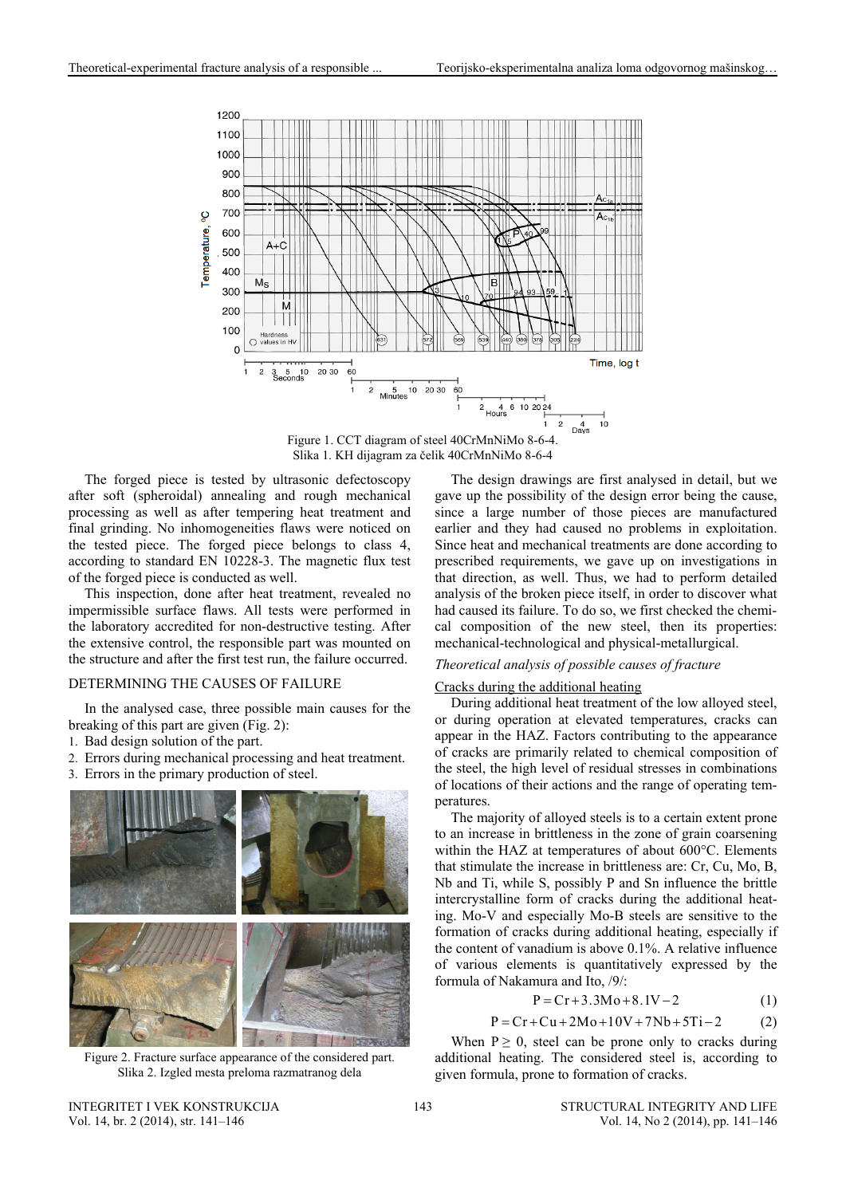Figure 1. CCT diagram of steel 40CrMnNiMo 8-6-4.
Slika 1. KH dijagram za čelik 40CrMnNiMo 8-6-4

The forged piece is tested by ultrasonic defectoscopy after soft (spheroidal) annealing and rough mechanical processing as well as after tempering heat treatment and final grinding. No inhomogeneities flaws were noticed on the tested piece. The forged piece belongs to class 4, according to standard EN 10228-3. The magnetic flux test of the forged piece is conducted as well.

This inspection, done after heat treatment, revealed no impermissible surface flaws. All tests were performed in the laboratory accredited for non-destructive testing. After the extensive control, the responsible part was mounted on the structure and after the first test run, the failure occurred.

## DETERMINING THE CAUSES OF FAILURE

In the analysed case, three possible main causes for the breaking of this part are given (Fig. 2):

1. Bad design solution of the part.
2. Errors during mechanical processing and heat treatment.
3. Errors in the primary production of steel.

Figure 2. Fracture surface appearance of the considered part.
Slika 2. Izgled mesta preloma razmatranog dela

The design drawings are first analysed in detail, but we gave up the possibility of the design error being the cause, since a large number of those pieces are manufactured earlier and they had caused no problems in exploitation. Since heat and mechanical treatments are done according to prescribed requirements, we gave up on investigations in that direction, as well. Thus, we had to perform detailed analysis of the broken piece itself, in order to discover what had caused its failure. To do so, we first checked the chemical composition of the new steel, then its properties: mechanical-technological and physical-metallurgical.

*Theoretical analysis of possible causes of fracture*

Cracks during the additional heating

During additional heat treatment of the low alloyed steel, or during operation at elevated temperatures, cracks can appear in the HAZ. Factors contributing to the appearance of cracks are primarily related to chemical composition of the steel, the high level of residual stresses in combinations of locations of their actions and the range of operating temperatures.

The majority of alloyed steels is to a certain extent prone to an increase in brittleness in the zone of grain coarsening within the HAZ at temperatures of about 600°C. Elements that stimulate the increase in brittleness are: Cr, Cu, Mo, B, Nb and Ti, while S, possibly P and Sn influence the brittle intercrystalline form of cracks during the additional heating. Mo-V and especially Mo-B steels are sensitive to the formation of cracks during additional heating, especially if the content of vanadium is above 0.1%. A relative influence of various elements is quantitatively expressed by the formula of Nakamura and Ito, /9/:

$$P = Cr + 3.3Mo + 8.1V - 2 \quad (1)$$

$$P = Cr + Cu + 2Mo + 10V + 7Nb + 5Ti - 2 \quad (2)$$

When $P \geq 0$, steel can be prone only to cracks during additional heating. The considered steel is, according to given formula, prone to formation of cracks.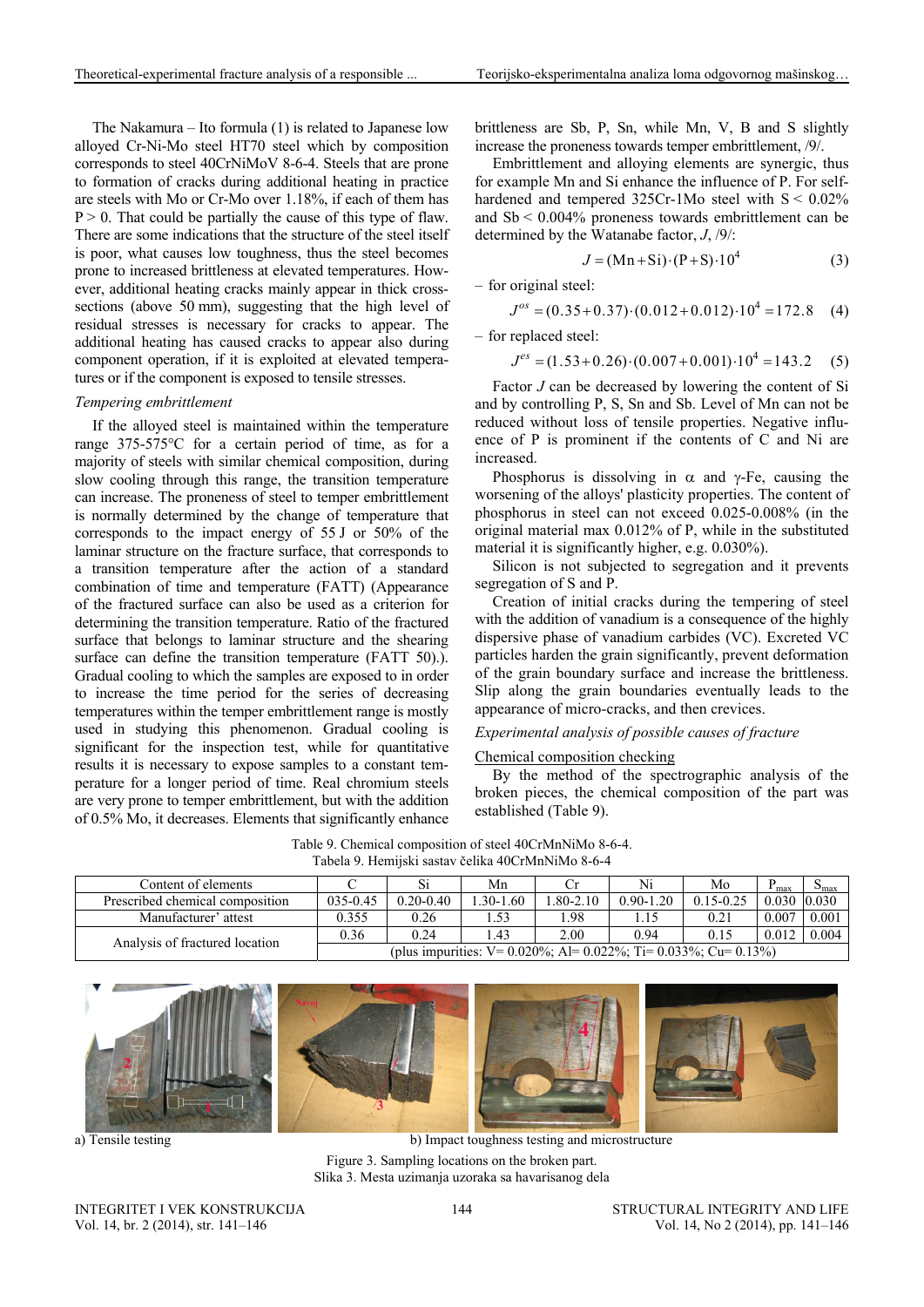The Nakamura – Ito formula (1) is related to Japanese low alloyed Cr-Ni-Mo steel HT70 steel which by composition corresponds to steel 40CrNiMoV 8-6-4. Steels that are prone to formation of cracks during additional heating in practice are steels with Mo or Cr-Mo over 1.18%, if each of them has P > 0. That could be partially the cause of this type of flaw. There are some indications that the structure of the steel itself is poor, what causes low toughness, thus the steel becomes prone to increased brittleness at elevated temperatures. However, additional heating cracks mainly appear in thick cross-sections (above 50 mm), suggesting that the high level of residual stresses is necessary for cracks to appear. The additional heating has caused cracks to appear also during component operation, if it is exploited at elevated temperatures or if the component is exposed to tensile stresses.

*Tempering embrittlement*

If the alloyed steel is maintained within the temperature range 375-575°C for a certain period of time, as for a majority of steels with similar chemical composition, during slow cooling through this range, the transition temperature can increase. The proneness of steel to temper embrittlement is normally determined by the change of temperature that corresponds to the impact energy of 55 J or 50% of the laminar structure on the fracture surface, that corresponds to a transition temperature after the action of a standard combination of time and temperature (FATT) (Appearance of the fractured surface can also be used as a criterion for determining the transition temperature. Ratio of the fractured surface that belongs to laminar structure and the shearing surface can define the transition temperature (FATT 50).). Gradual cooling to which the samples are exposed to in order to increase the time period for the series of decreasing temperatures within the temper embrittlement range is mostly used in studying this phenomenon. Gradual cooling is significant for the inspection test, while for quantitative results it is necessary to expose samples to a constant temperature for a longer period of time. Real chromium steels are very prone to temper embrittlement, but with the addition of 0.5% Mo, it decreases. Elements that significantly enhance brittleness are Sb, P, Sn, while Mn, V, B and S slightly increase the proneness towards temper embrittlement, /9/.

Embrittlement and alloying elements are synergic, thus for example Mn and Si enhance the influence of P. For self-hardened and tempered 325Cr-1Mo steel with S < 0.02% and Sb < 0.004% proneness towards embrittlement can be determined by the Watanabe factor, $J$, /9/:

$$J = (\mathrm{Mn} + \mathrm{Si}) \cdot (\mathrm{P} + \mathrm{S}) \cdot 10^4 \quad (3)$$

– for original steel:

$$J^{os} = (0.35 + 0.37) \cdot (0.012 + 0.012) \cdot 10^4 = 172.8 \quad (4)$$

– for replaced steel:

$$J^{es} = (1.53 + 0.26) \cdot (0.007 + 0.001) \cdot 10^4 = 143.2 \quad (5)$$

Factor $J$ can be decreased by lowering the content of Si and by controlling P, S, Sn and Sb. Level of Mn can not be reduced without loss of tensile properties. Negative influence of P is prominent if the contents of C and Ni are increased.

Phosphorus is dissolving in $\alpha$ and $\gamma$-Fe, causing the worsening of the alloys' plasticity properties. The content of phosphorus in steel can not exceed 0.025-0.008% (in the original material max 0.012% of P, while in the substituted material it is significantly higher, e.g. 0.030%).

Silicon is not subjected to segregation and it prevents segregation of S and P.

Creation of initial cracks during the tempering of steel with the addition of vanadium is a consequence of the highly dispersive phase of vanadium carbides (VC). Excreted VC particles harden the grain significantly, prevent deformation of the grain boundary surface and increase the brittleness. Slip along the grain boundaries eventually leads to the appearance of micro-cracks, and then crevices.

*Experimental analysis of possible causes of fracture*

Chemical composition checking

By the method of the spectrographic analysis of the broken pieces, the chemical composition of the part was established (Table 9).

Table 9. Chemical composition of steel 40CrMnNiMo 8-6-4.
Tabela 9. Hemijski sastav čelika 40CrMnNiMo 8-6-4

| Content of elements | C | Si | Mn | Cr | Ni | Mo | $P_{max}$ | $S_{max}$ |
|---|---|---|---|---|---|---|---|---|
| Prescribed chemical composition | 035-0.45 | 0.20-0.40 | 1.30-1.60 | 1.80-2.10 | 0.90-1.20 | 0.15-0.25 | 0.030 | 0.030 |
| Manufacturer' attest | 0.355 | 0.26 | 1.53 | 1.98 | 1.15 | 0.21 | 0.007 | 0.001 |
| Analysis of fractured location | 0.36 | 0.24 | 1.43 | 2.00 | 0.94 | 0.15 | 0.012 | 0.004 |
| | (plus impurities: V= 0.020%; Al= 0.022%; Ti= 0.033%; Cu= 0.13%) | | | | | | | |

a) Tensile testing b) Impact toughness testing and microstructure

Figure 3. Sampling locations on the broken part.
Slika 3. Mesta uzimanja uzoraka sa havarisanog dela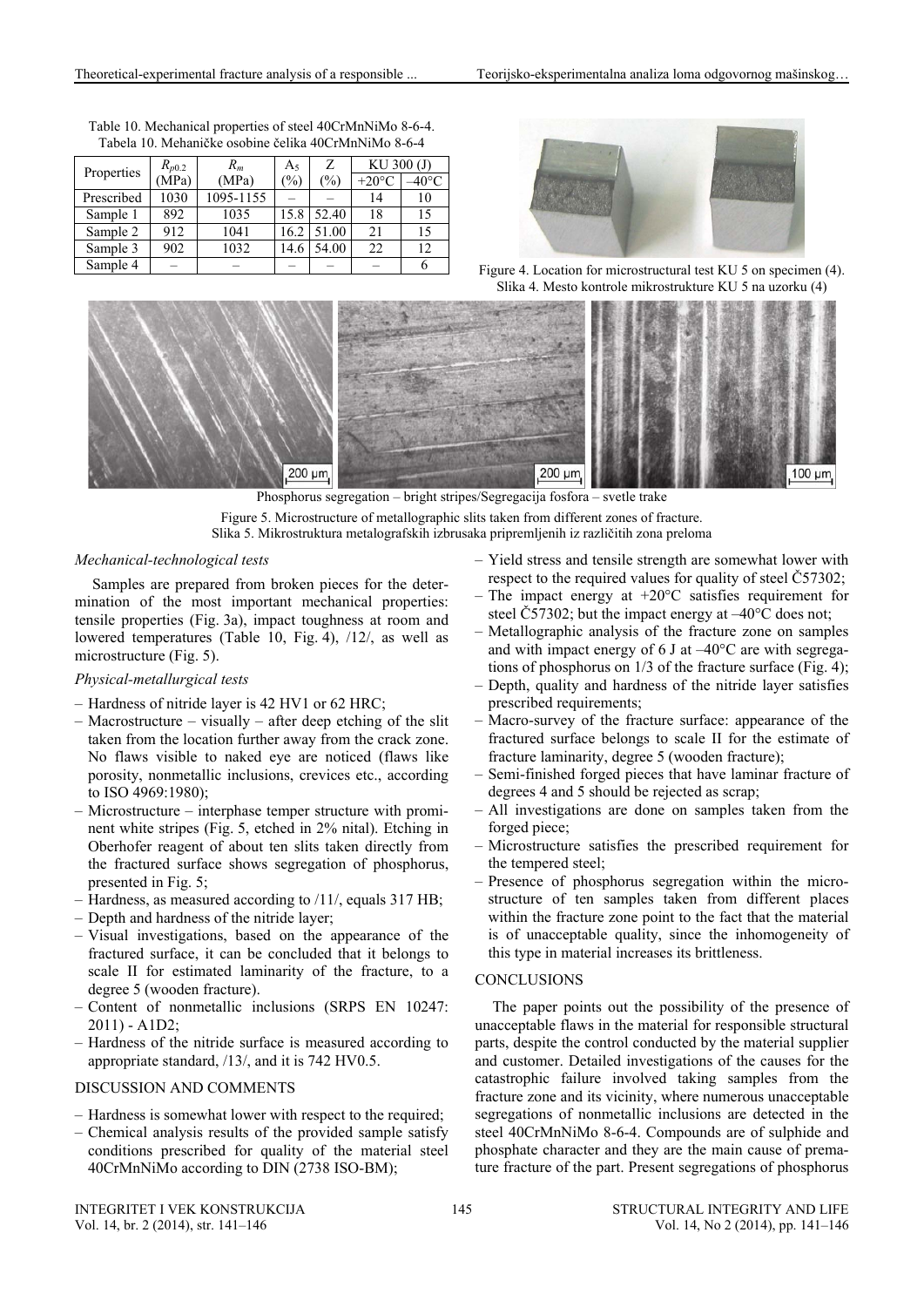Table 10. Mechanical properties of steel 40CrMnNiMo 8-6-4.
Tabela 10. Mehaničke osobine čelika 40CrMnNiMo 8-6-4

| Properties | $R_{p0.2}$ (MPa) | $R_m$ (MPa) | $A_5$ (%) | Z (%) | KU 300 (J) | |
|---|---|---|---|---|---|---|
| | | | | | +20°C | –40°C |
| Prescribed | 1030 | 1095-1155 | – | – | 14 | 10 |
| Sample 1 | 892 | 1035 | 15.8 | 52.40 | 18 | 15 |
| Sample 2 | 912 | 1041 | 16.2 | 51.00 | 21 | 15 |
| Sample 3 | 902 | 1032 | 14.6 | 54.00 | 22 | 12 |
| Sample 4 | – | – | – | – | – | 6 |

Figure 4. Location for microstructural test KU 5 on specimen (4).
Slika 4. Mesto kontrole mikrostrukture KU 5 na uzorku (4)

Phosphorus segregation – bright stripes/Segregacija fosfora – svetle trake

Figure 5. Microstructure of metallographic slits taken from different zones of fracture.
Slika 5. Mikrostruktura metalografskih izbrusaka pripremljenih iz različitih zona preloma

*Mechanical-technological tests*

Samples are prepared from broken pieces for the determination of the most important mechanical properties: tensile properties (Fig. 3a), impact toughness at room and lowered temperatures (Table 10, Fig. 4), /12/, as well as microstructure (Fig. 5).

*Physical-metallurgical tests*

- Hardness of nitride layer is 42 HV1 or 62 HRC;
- Macrostructure – visually – after deep etching of the slit taken from the location further away from the crack zone. No flaws visible to naked eye are noticed (flaws like porosity, nonmetallic inclusions, crevices etc., according to ISO 4969:1980);
- Microstructure – interphase temper structure with prominent white stripes (Fig. 5, etched in 2% nital). Etching in Oberhofer reagent of about ten slits taken directly from the fractured surface shows segregation of phosphorus, presented in Fig. 5;
- Hardness, as measured according to /11/, equals 317 HB;
- Depth and hardness of the nitride layer;
- Visual investigations, based on the appearance of the fractured surface, it can be concluded that it belongs to scale II for estimated laminarity of the fracture, to a degree 5 (wooden fracture).
- Content of nonmetallic inclusions (SRPS EN 10247: 2011) - A1D2;
- Hardness of the nitride surface is measured according to appropriate standard, /13/, and it is 742 HV0.5.

## DISCUSSION AND COMMENTS

- Hardness is somewhat lower with respect to the required;
- Chemical analysis results of the provided sample satisfy conditions prescribed for quality of the material steel 40CrMnNiMo according to DIN (2738 ISO-BM);
- Yield stress and tensile strength are somewhat lower with respect to the required values for quality of steel Č57302;
- The impact energy at +20°C satisfies requirement for steel Č57302; but the impact energy at –40°C does not;
- Metallographic analysis of the fracture zone on samples and with impact energy of 6 J at –40°C are with segregations of phosphorus on 1/3 of the fracture surface (Fig. 4);
- Depth, quality and hardness of the nitride layer satisfies prescribed requirements;
- Macro-survey of the fracture surface: appearance of the fractured surface belongs to scale II for the estimate of fracture laminarity, degree 5 (wooden fracture);
- Semi-finished forged pieces that have laminar fracture of degrees 4 and 5 should be rejected as scrap;
- All investigations are done on samples taken from the forged piece;
- Microstructure satisfies the prescribed requirement for the tempered steel;
- Presence of phosphorus segregation within the microstructure of ten samples taken from different places within the fracture zone point to the fact that the material is of unacceptable quality, since the inhomogeneity of this type in material increases its brittleness.

## CONCLUSIONS

The paper points out the possibility of the presence of unacceptable flaws in the material for responsible structural parts, despite the control conducted by the material supplier and customer. Detailed investigations of the causes for the catastrophic failure involved taking samples from the fracture zone and its vicinity, where numerous unacceptable segregations of nonmetallic inclusions are detected in the steel 40CrMnNiMo 8-6-4. Compounds are of sulphide and phosphate character and they are the main cause of premature fracture of the part. Present segregations of phosphorus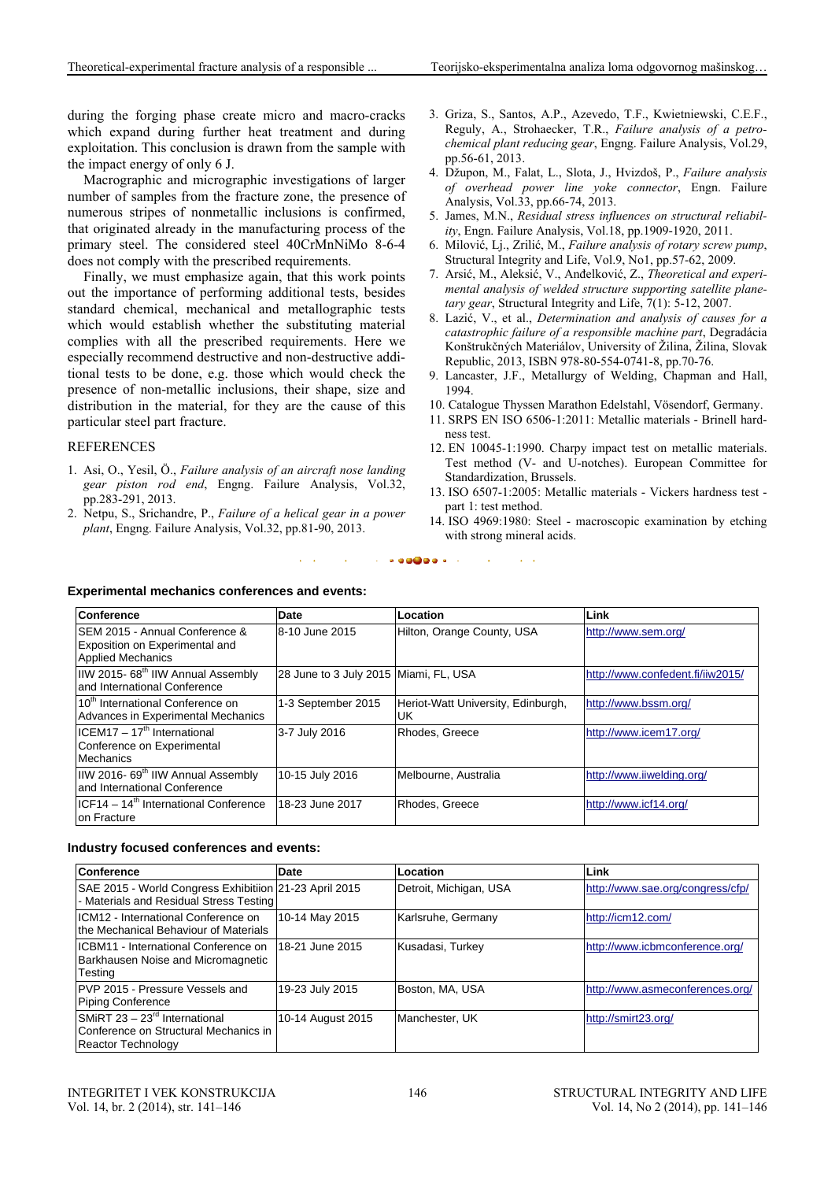during the forging phase create micro and macro-cracks which expand during further heat treatment and during exploitation. This conclusion is drawn from the sample with the impact energy of only 6 J.

Macrographic and micrographic investigations of larger number of samples from the fracture zone, the presence of numerous stripes of nonmetallic inclusions is confirmed, that originated already in the manufacturing process of the primary steel. The considered steel 40CrMnNiMo 8-6-4 does not comply with the prescribed requirements.

Finally, we must emphasize again, that this work points out the importance of performing additional tests, besides standard chemical, mechanical and metallographic tests which would establish whether the substituting material complies with all the prescribed requirements. Here we especially recommend destructive and non-destructive additional tests to be done, e.g. those which would check the presence of non-metallic inclusions, their shape, size and distribution in the material, for they are the cause of this particular steel part fracture.

## REFERENCES

1. Asi, O., Yesil, Ö., *Failure analysis of an aircraft nose landing gear piston rod end*, Engng. Failure Analysis, Vol.32, pp.283-291, 2013.
2. Netpu, S., Srichandre, P., *Failure of a helical gear in a power plant*, Engng. Failure Analysis, Vol.32, pp.81-90, 2013.
3. Griza, S., Santos, A.P., Azevedo, T.F., Kwietniewski, C.E.F., Reguly, A., Strohaecker, T.R., *Failure analysis of a petrochemical plant reducing gear*, Engng. Failure Analysis, Vol.29, pp.56-61, 2013.
4. Džupon, M., Falat, L., Slota, J., Hvizdoš, P., *Failure analysis of overhead power line yoke connector*, Engn. Failure Analysis, Vol.33, pp.66-74, 2013.
5. James, M.N., *Residual stress influences on structural reliability*, Engn. Failure Analysis, Vol.18, pp.1909-1920, 2011.
6. Milović, Lj., Zrilić, M., *Failure analysis of rotary screw pump*, Structural Integrity and Life, Vol.9, No1, pp.57-62, 2009.
7. Arsić, M., Aleksić, V., Anđelković, Z., *Theoretical and experimental analysis of welded structure supporting satellite planetary gear*, Structural Integrity and Life, 7(1): 5-12, 2007.
8. Lazić, V., et al., *Determination and analysis of causes for a catastrophic failure of a responsible machine part*, Degradácia Konštrukčných Materiálov, University of Žilina, Žilina, Slovak Republic, 2013, ISBN 978-80-554-0741-8, pp.70-76.
9. Lancaster, J.F., Metallurgy of Welding, Chapman and Hall, 1994.
10. Catalogue Thyssen Marathon Edelstahl, Vösendorf, Germany.
11. SRPS EN ISO 6506-1:2011: Metallic materials - Brinell hardness test.
12. EN 10045-1:1990. Charpy impact test on metallic materials. Test method (V- and U-notches). European Committee for Standardization, Brussels.
13. ISO 6507-1:2005: Metallic materials - Vickers hardness test - part 1: test method.
14. ISO 4969:1980: Steel - macroscopic examination by etching with strong mineral acids.

**Experimental mechanics conferences and events:**

| Conference | Date | Location | Link |
|---|---|---|---|
| SEM 2015 - Annual Conference & Exposition on Experimental and Applied Mechanics | 8-10 June 2015 | Hilton, Orange County, USA | http://www.sem.org/ |
| IIW 2015- 68th IIW Annual Assembly and International Conference | 28 June to 3 July 2015 | Miami, FL, USA | http://www.confedent.fi/iiw2015/ |
| 10th International Conference on Advances in Experimental Mechanics | 1-3 September 2015 | Heriot-Watt University, Edinburgh, UK | http://www.bssm.org/ |
| ICEM17 – 17th International Conference on Experimental Mechanics | 3-7 July 2016 | Rhodes, Greece | http://www.icem17.org/ |
| IIW 2016- 69th IIW Annual Assembly and International Conference | 10-15 July 2016 | Melbourne, Australia | http://www.iiwelding.org/ |
| ICF14 – 14th International Conference on Fracture | 18-23 June 2017 | Rhodes, Greece | http://www.icf14.org/ |

**Industry focused conferences and events:**

| Conference | Date | Location | Link |
|---|---|---|---|
| SAE 2015 - World Congress Exhibitiion - Materials and Residual Stress Testing | 21-23 April 2015 | Detroit, Michigan, USA | http://www.sae.org/congress/cfp/ |
| ICM12 - International Conference on the Mechanical Behaviour of Materials | 10-14 May 2015 | Karlsruhe, Germany | http://icm12.com/ |
| ICBM11 - International Conference on Barkhausen Noise and Micromagnetic Testing | 18-21 June 2015 | Kusadasi, Turkey | http://www.icbmconference.org/ |
| PVP 2015 - Pressure Vessels and Piping Conference | 19-23 July 2015 | Boston, MA, USA | http://www.asmeconferences.org/ |
| SMiRT 23 – 23rd International Conference on Structural Mechanics in Reactor Technology | 10-14 August 2015 | Manchester, UK | http://smirt23.org/ |